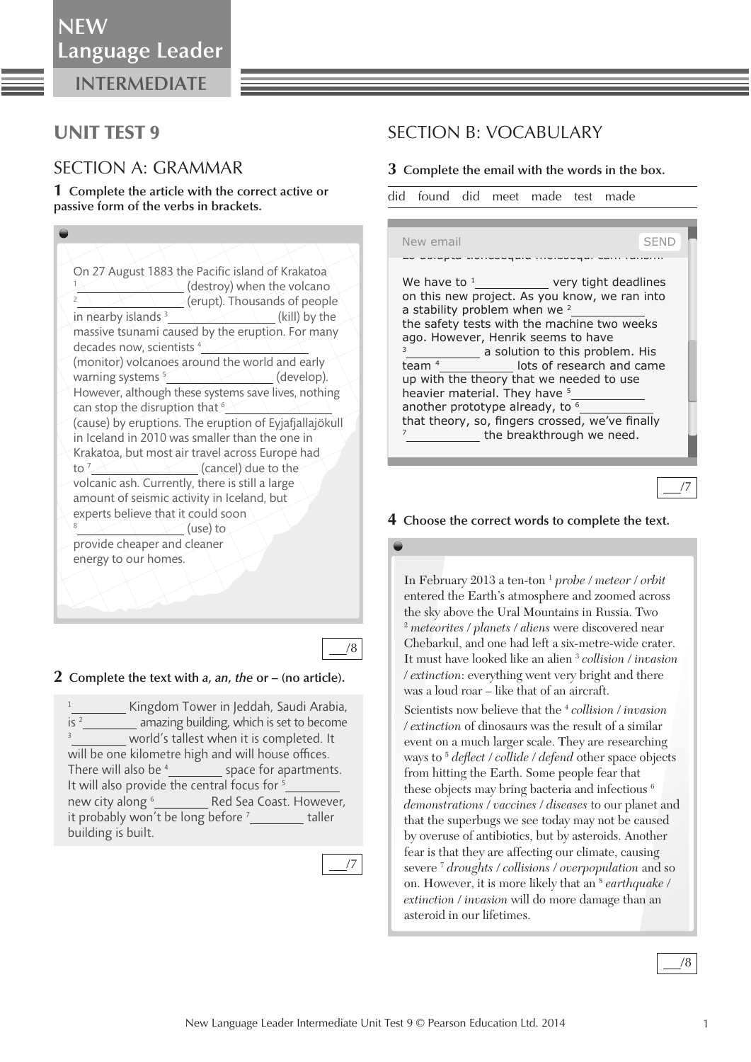# NEW Language Leader INTERMEDIATE

## UNIT TEST 9

## SECTION A: GRAMMAR

**1 Complete the article with the correct active or passive form of the verbs in brackets.**

On 27 August 1883 the Pacific island of Krakatoa [1]________________ (destroy) when the volcano [2]________________ (erupt). Thousands of people in nearby islands [3]________________ (kill) by the massive tsunami caused by the eruption. For many decades now, scientists [4]________________ (monitor) volcanoes around the world and early warning systems [5]________________ (develop). However, although these systems save lives, nothing can stop the disruption that [6]________________ (cause) by eruptions. The eruption of Eyjafjallajökull in Iceland in 2010 was smaller than the one in Krakatoa, but most air travel across Europe had to [7]________________ (cancel) due to the volcanic ash. Currently, there is still a large amount of seismic activity in Iceland, but experts believe that it could soon [8]________________ (use) to provide cheaper and cleaner energy to our homes.

___/8

**2 Complete the text with *a, an, the* or – (no article).**

[1]________ Kingdom Tower in Jeddah, Saudi Arabia, is [2]________ amazing building, which is set to become [3]________ world's tallest when it is completed. It will be one kilometre high and will house offices. There will also be [4]________ space for apartments. It will also provide the central focus for [5]________ new city along [6]________ Red Sea Coast. However, it probably won't be long before [7]________ taller building is built.

___/7

## SECTION B: VOCABULARY

**3 Complete the email with the words in the box.**

did found did meet made test made

New email SEND

We have to [1]___________ very tight deadlines on this new project. As you know, we ran into a stability problem when we [2]___________ the safety tests with the machine two weeks ago. However, Henrik seems to have [3]___________ a solution to this problem. His team [4]___________ lots of research and came up with the theory that we needed to use heavier material. They have [5]___________ another prototype already, to [6]___________ that theory, so, fingers crossed, we've finally [7]___________ the breakthrough we need.

___/7

**4 Choose the correct words to complete the text.**

In February 2013 a ten-ton [1] *probe / meteor / orbit* entered the Earth's atmosphere and zoomed across the sky above the Ural Mountains in Russia. Two [2] *meteorites / planets / aliens* were discovered near Chebarkul, and one had left a six-metre-wide crater. It must have looked like an alien [3] *collision / invasion / extinction*: everything went very bright and there was a loud roar – like that of an aircraft.

Scientists now believe that the [4] *collision / invasion / extinction* of dinosaurs was the result of a similar event on a much larger scale. They are researching ways to [5] *deflect / collide / defend* other space objects from hitting the Earth. Some people fear that these objects may bring bacteria and infectious [6] *demonstrations / vaccines / diseases* to our planet and that the superbugs we see today may not be caused by overuse of antibiotics, but by asteroids. Another fear is that they are affecting our climate, causing severe [7] *droughts / collisions / overpopulation* and so on. However, it is more likely that an [8] *earthquake / extinction / invasion* will do more damage than an asteroid in our lifetimes.

___/8

New Language Leader Intermediate Unit Test 9 © Pearson Education Ltd. 2014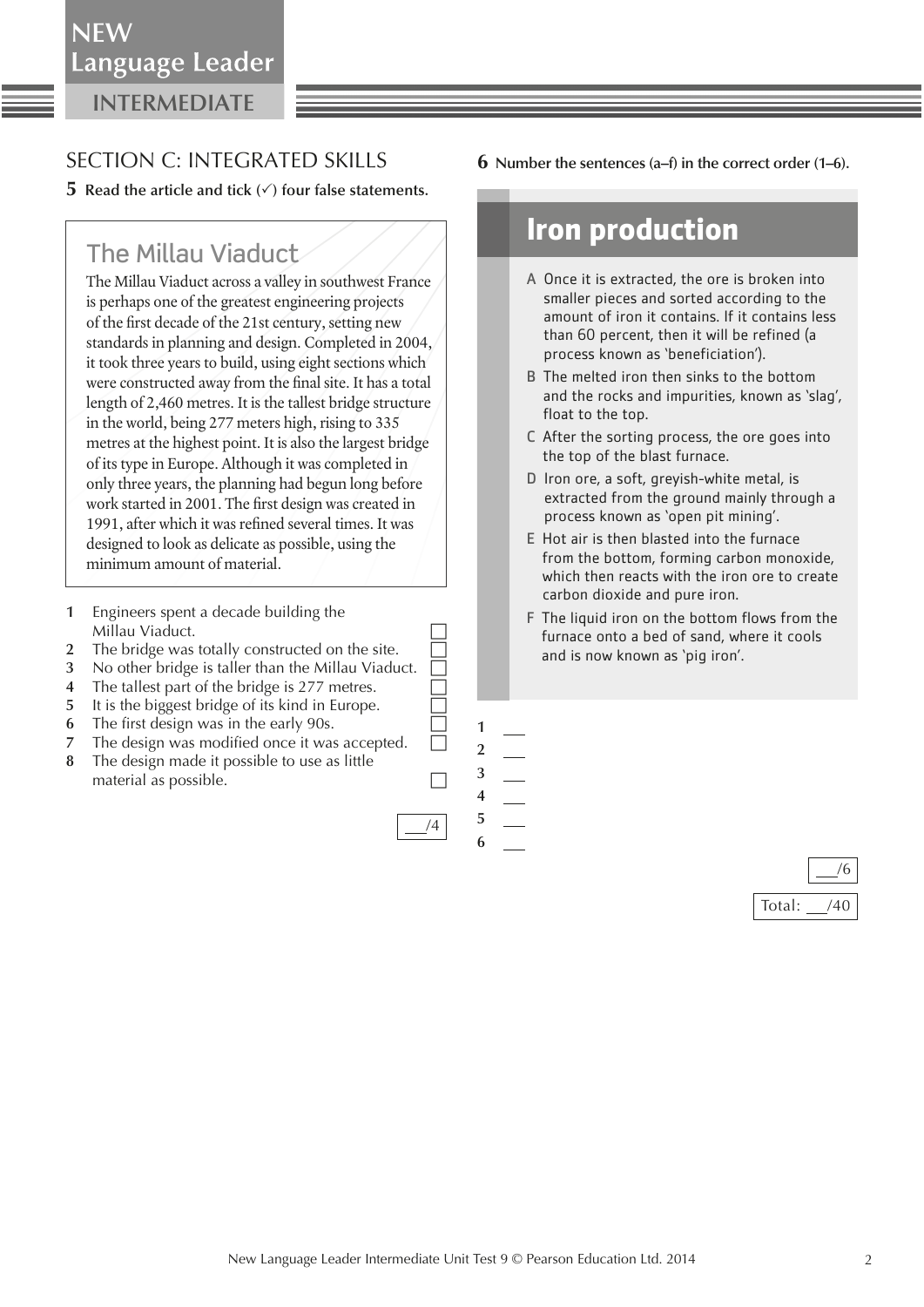## SECTION C: INTEGRATED SKILLS

**5 Read the article and tick (✓) four false statements.**

### The Millau Viaduct

The Millau Viaduct across a valley in southwest France is perhaps one of the greatest engineering projects of the first decade of the 21st century, setting new standards in planning and design. Completed in 2004, it took three years to build, using eight sections which were constructed away from the final site. It has a total length of 2,460 metres. It is the tallest bridge structure in the world, being 277 meters high, rising to 335 metres at the highest point. It is also the largest bridge of its type in Europe. Although it was completed in only three years, the planning had begun long before work started in 2001. The first design was created in 1991, after which it was refined several times. It was designed to look as delicate as possible, using the minimum amount of material.

1 Engineers spent a decade building the Millau Viaduct. ☐
2 The bridge was totally constructed on the site. ☐
3 No other bridge is taller than the Millau Viaduct. ☐
4 The tallest part of the bridge is 277 metres. ☐
5 It is the biggest bridge of its kind in Europe. ☐
6 The first design was in the early 90s. ☐
7 The design was modified once it was accepted. ☐
8 The design made it possible to use as little material as possible. ☐

___/4

**6 Number the sentences (a–f) in the correct order (1–6).**

### Iron production

A Once it is extracted, the ore is broken into smaller pieces and sorted according to the amount of iron it contains. If it contains less than 60 percent, then it will be refined (a process known as 'beneficiation').

B The melted iron then sinks to the bottom and the rocks and impurities, known as 'slag', float to the top.

C After the sorting process, the ore goes into the top of the blast furnace.

D Iron ore, a soft, greyish-white metal, is extracted from the ground mainly through a process known as 'open pit mining'.

E Hot air is then blasted into the furnace from the bottom, forming carbon monoxide, which then reacts with the iron ore to create carbon dioxide and pure iron.

F The liquid iron on the bottom flows from the furnace onto a bed of sand, where it cools and is now known as 'pig iron'.

1 ___
2 ___
3 ___
4 ___
5 ___
6 ___

___/6

Total: ___/40

New Language Leader Intermediate Unit Test 9 © Pearson Education Ltd. 2014